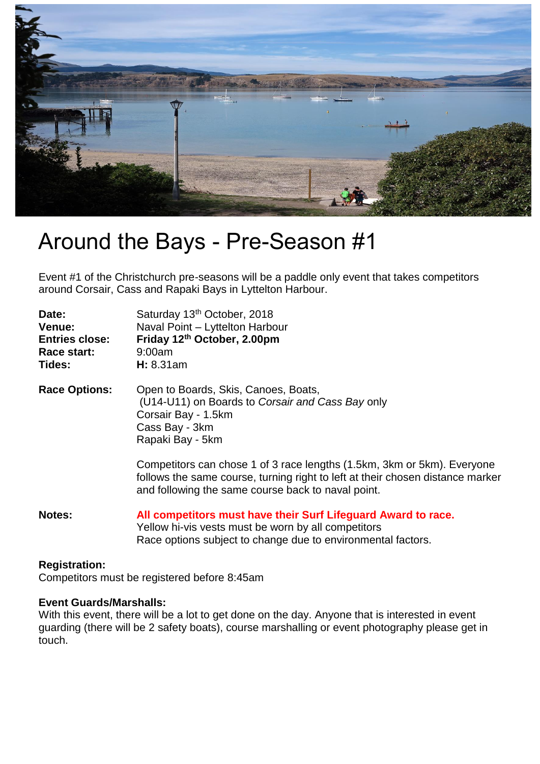# Around the Bays - Pre-Season #1

Event #1 of the Christchurch pre-seasons will be a paddle only event that takes competitors around Corsair, Cass and Rapaki Bays in Lyttelton Harbour.

**Date:** Saturday 13th October, 2018
**Venue:** Naval Point – Lyttelton Harbour
**Entries close:** **Friday 12th October, 2.00pm**
**Race start:** 9:00am
**Tides:** **H:** 8.31am

**Race Options:** Open to Boards, Skis, Canoes, Boats,
(U14-U11) on Boards to *Corsair and Cass Bay* only
Corsair Bay - 1.5km
Cass Bay - 3km
Rapaki Bay - 5km

Competitors can chose 1 of 3 race lengths (1.5km, 3km or 5km). Everyone follows the same course, turning right to left at their chosen distance marker and following the same course back to naval point.

**Notes:** **All competitors must have their Surf Lifeguard Award to race.**
Yellow hi-vis vests must be worn by all competitors
Race options subject to change due to environmental factors.

**Registration:**
Competitors must be registered before 8:45am

**Event Guards/Marshalls:**
With this event, there will be a lot to get done on the day. Anyone that is interested in event guarding (there will be 2 safety boats), course marshalling or event photography please get in touch.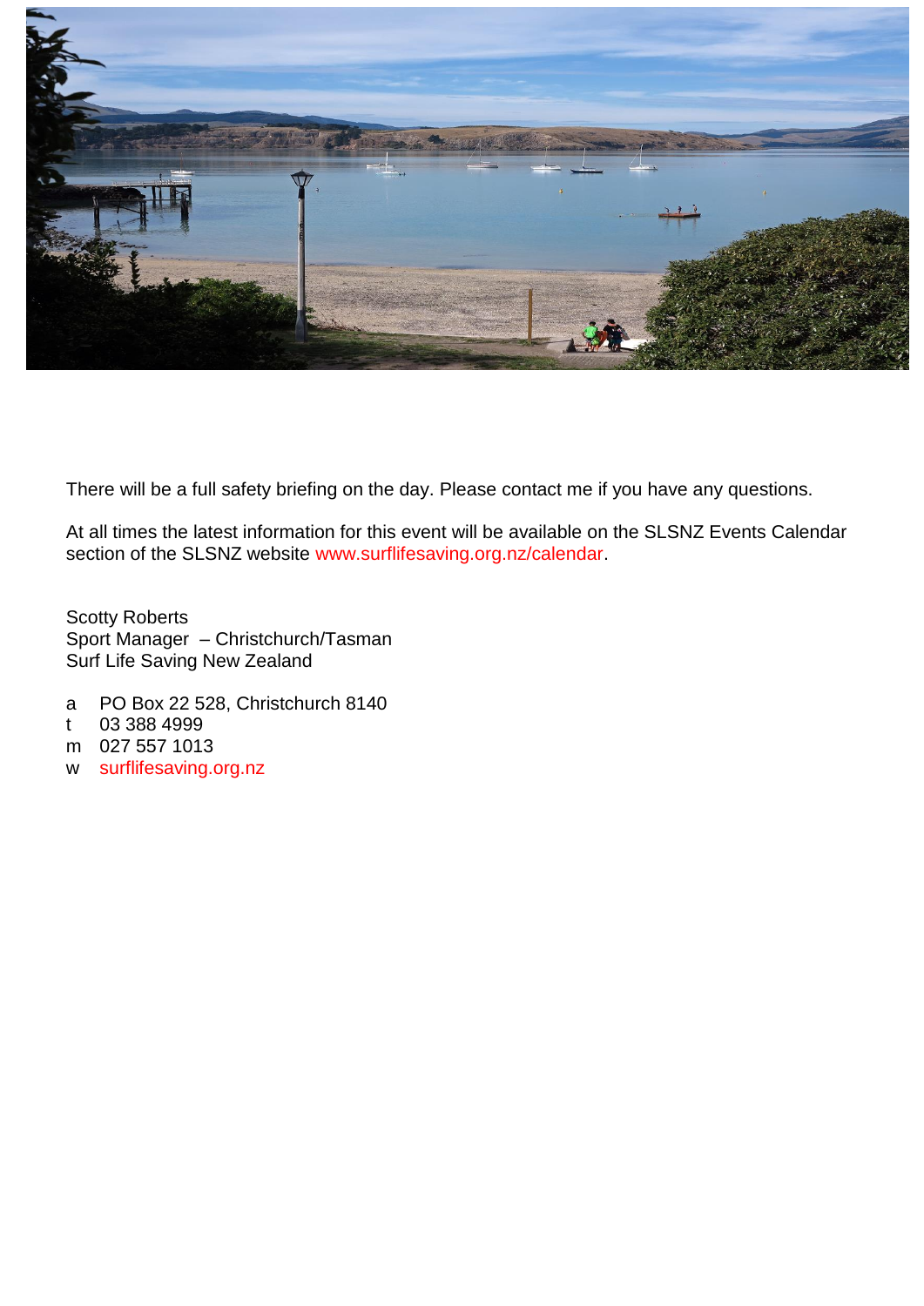There will be a full safety briefing on the day. Please contact me if you have any questions.

At all times the latest information for this event will be available on the SLSNZ Events Calendar section of the SLSNZ website www.surflifesaving.org.nz/calendar.

Scotty Roberts
Sport Manager – Christchurch/Tasman
Surf Life Saving New Zealand

a PO Box 22 528, Christchurch 8140
t 03 388 4999
m 027 557 1013
w surflifesaving.org.nz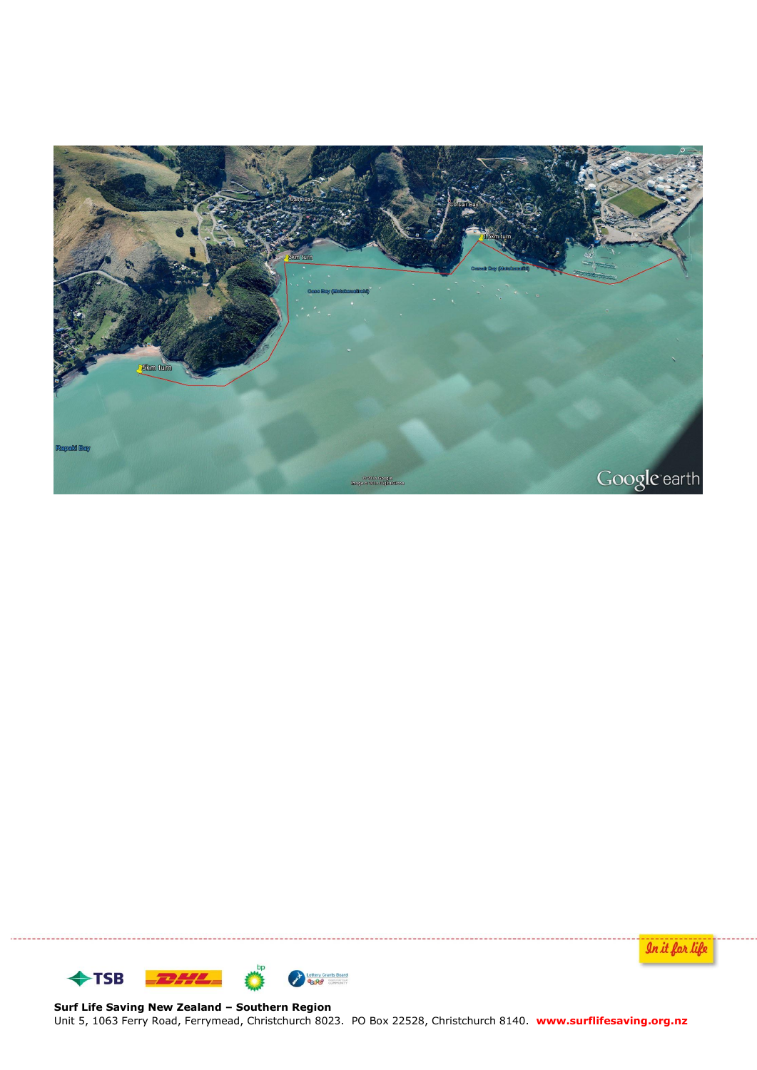Cass Bay

Corsair Bay

1.5km turn

3km turn

5km turn

Rapaki Bay

Google earth